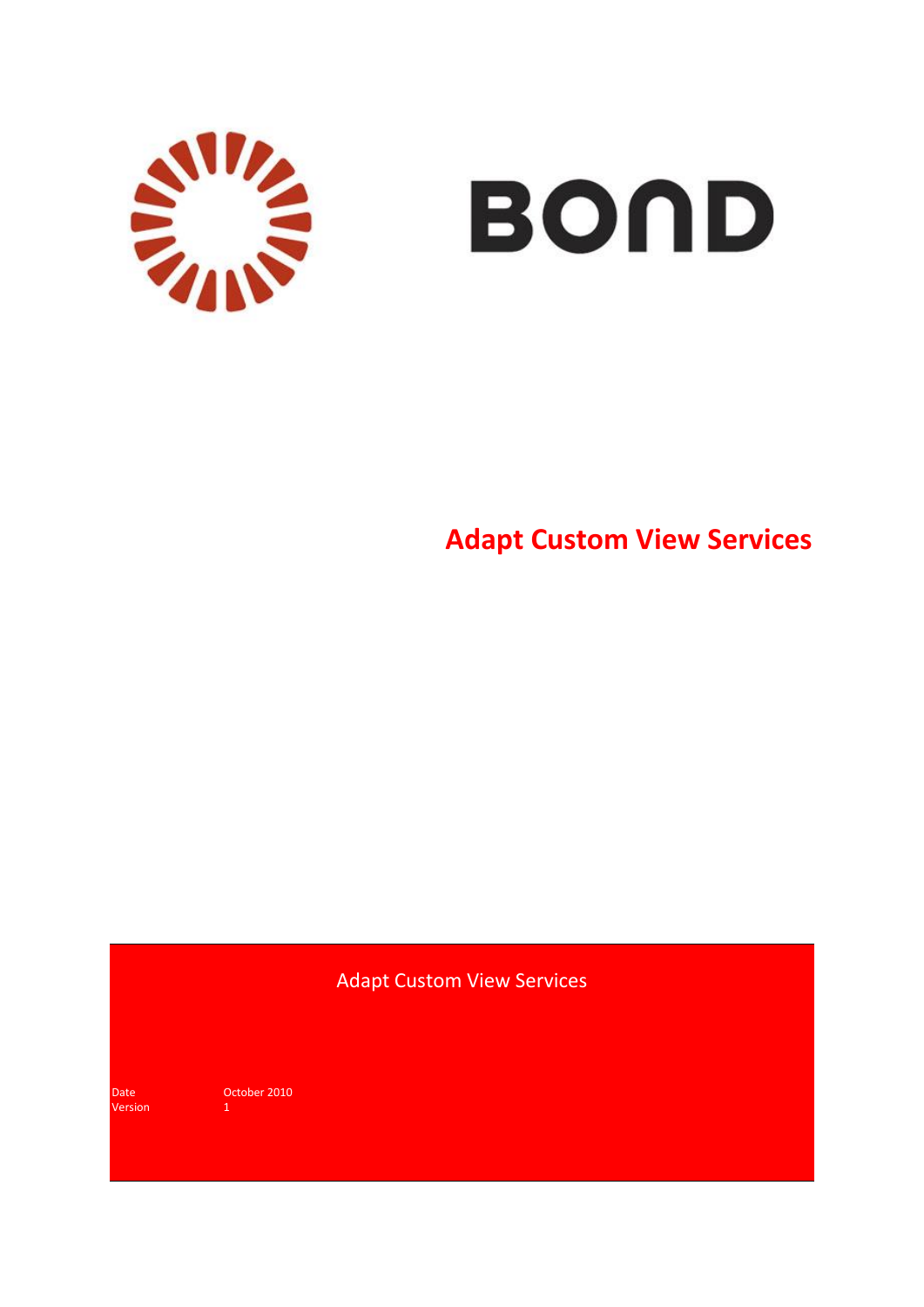BOND

# Adapt Custom View Services

Adapt Custom View Services

Date October 2010
Version 1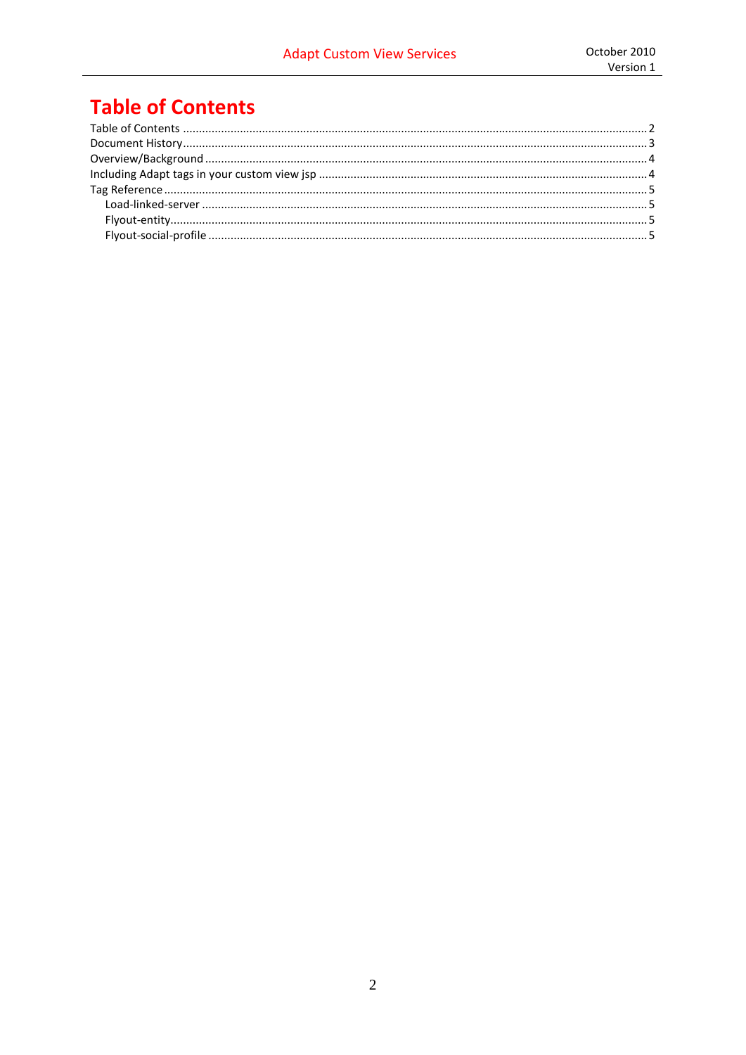# Table of Contents

Table of Contents ........................................................................................................................... 2
Document History ............................................................................................................................ 3
Overview/Background ..................................................................................................................... 4
Including Adapt tags in your custom view jsp ................................................................................ 4
Tag Reference .................................................................................................................................. 5
   Load-linked-server ........................................................................................................................ 5
   Flyout-entity .................................................................................................................................. 5
   Flyout-social-profile ...................................................................................................................... 5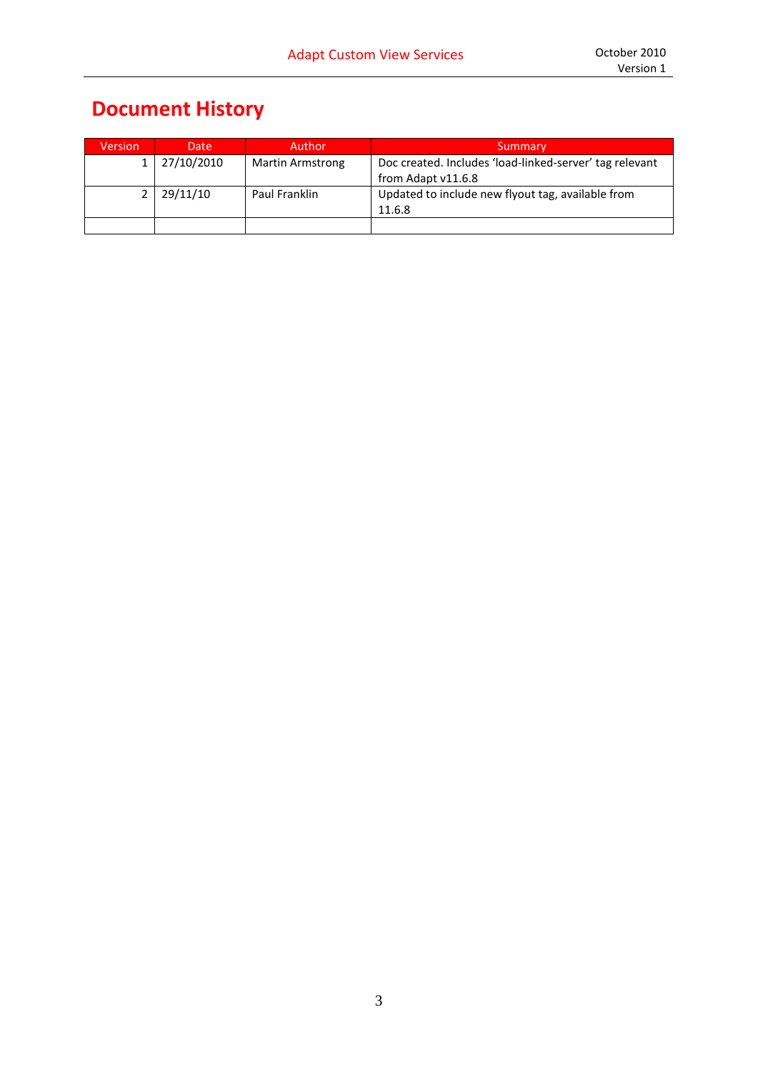# Document History

| Version | Date | Author | Summary |
|---|---|---|---|
| 1 | 27/10/2010 | Martin Armstrong | Doc created. Includes 'load-linked-server' tag relevant from Adapt v11.6.8 |
| 2 | 29/11/10 | Paul Franklin | Updated to include new flyout tag, available from 11.6.8 |
| | | | |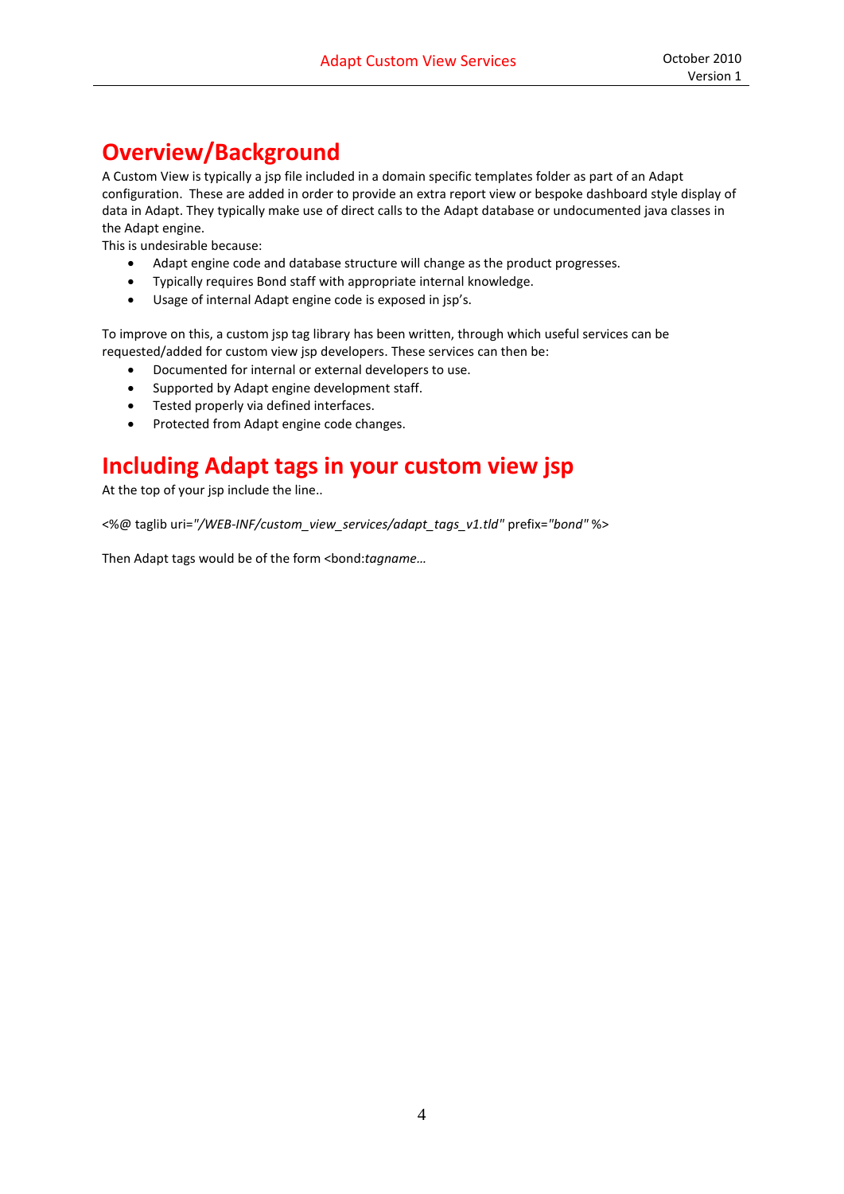# Overview/Background

A Custom View is typically a jsp file included in a domain specific templates folder as part of an Adapt configuration. These are added in order to provide an extra report view or bespoke dashboard style display of data in Adapt. They typically make use of direct calls to the Adapt database or undocumented java classes in the Adapt engine.

This is undesirable because:

- Adapt engine code and database structure will change as the product progresses.
- Typically requires Bond staff with appropriate internal knowledge.
- Usage of internal Adapt engine code is exposed in jsp's.

To improve on this, a custom jsp tag library has been written, through which useful services can be requested/added for custom view jsp developers. These services can then be:

- Documented for internal or external developers to use.
- Supported by Adapt engine development staff.
- Tested properly via defined interfaces.
- Protected from Adapt engine code changes.

# Including Adapt tags in your custom view jsp

At the top of your jsp include the line..

<%@ taglib uri=*"/WEB-INF/custom_view_services/adapt_tags_v1.tld"* prefix=*"bond"* %>

Then Adapt tags would be of the form <bond:*tagname…*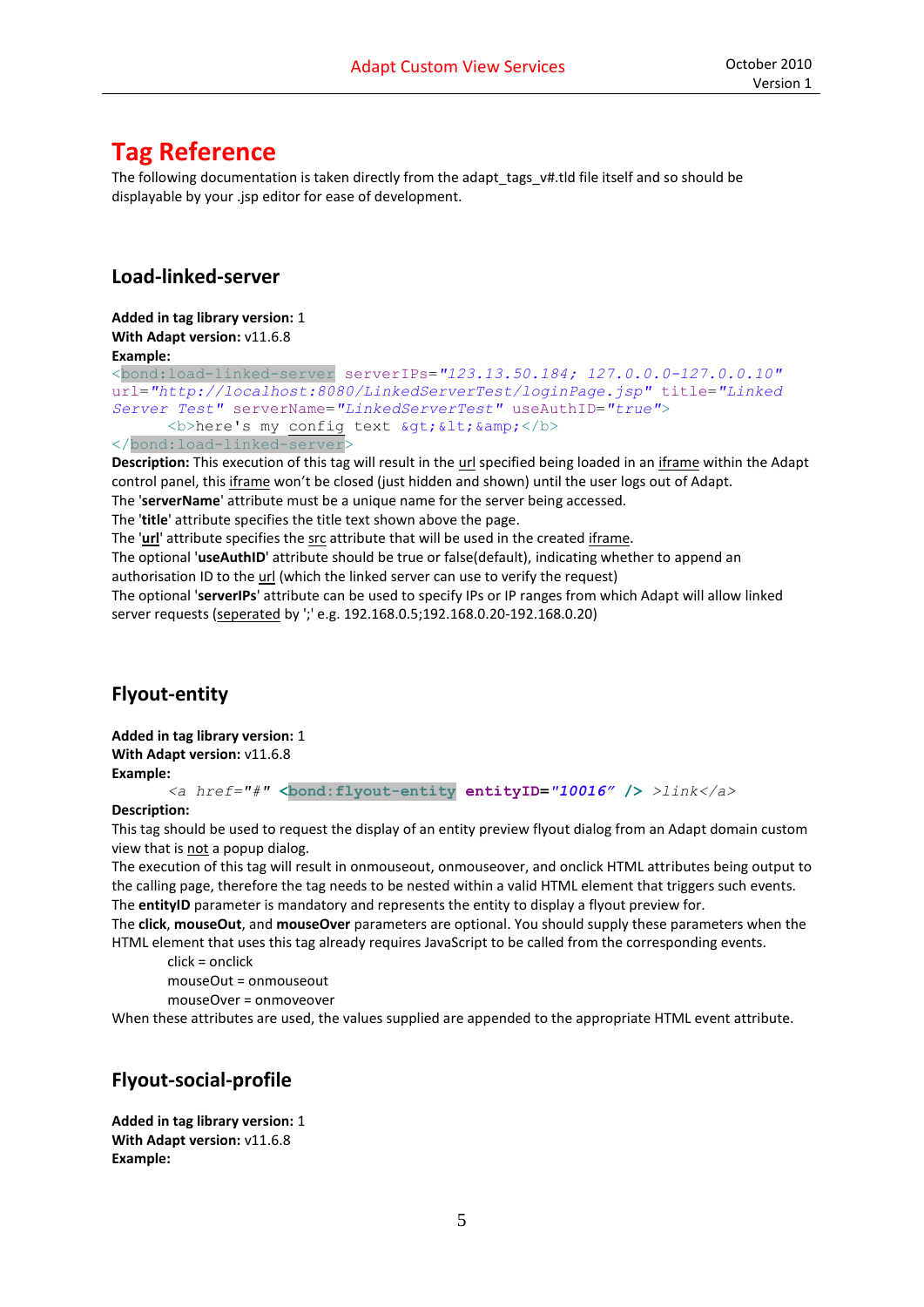# Tag Reference

The following documentation is taken directly from the adapt_tags_v#.tld file itself and so should be displayable by your .jsp editor for ease of development.

## Load-linked-server

**Added in tag library version:** 1
**With Adapt version:** v11.6.8
**Example:**

```
<bond:load-linked-server serverIPs="123.13.50.184; 127.0.0.0-127.0.0.10"
url="http://localhost:8080/LinkedServerTest/loginPage.jsp" title="Linked
Server Test" serverName="LinkedServerTest" useAuthID="true">
      <b>here's my config text &gt;&lt;&amp;</b>
</bond:load-linked-server>
```

**Description:** This execution of this tag will result in the url specified being loaded in an iframe within the Adapt control panel, this iframe won't be closed (just hidden and shown) until the user logs out of Adapt.
The '**serverName**' attribute must be a unique name for the server being accessed.
The '**title**' attribute specifies the title text shown above the page.
The '**url**' attribute specifies the src attribute that will be used in the created iframe.
The optional '**useAuthID**' attribute should be true or false(default), indicating whether to append an authorisation ID to the url (which the linked server can use to verify the request)
The optional '**serverIPs**' attribute can be used to specify IPs or IP ranges from which Adapt will allow linked server requests (seperated by ';' e.g. 192.168.0.5;192.168.0.20-192.168.0.20)

## Flyout-entity

**Added in tag library version:** 1
**With Adapt version:** v11.6.8
**Example:**

```
<a href="#" <bond:flyout-entity entityID="10016" /> >link</a>
```

**Description:**
This tag should be used to request the display of an entity preview flyout dialog from an Adapt domain custom view that is not a popup dialog.
The execution of this tag will result in onmouseout, onmouseover, and onclick HTML attributes being output to the calling page, therefore the tag needs to be nested within a valid HTML element that triggers such events.
The **entityID** parameter is mandatory and represents the entity to display a flyout preview for.
The **click**, **mouseOut**, and **mouseOver** parameters are optional. You should supply these parameters when the HTML element that uses this tag already requires JavaScript to be called from the corresponding events.

click = onclick
mouseOut = onmouseout
mouseOver = onmoveover

When these attributes are used, the values supplied are appended to the appropriate HTML event attribute.

## Flyout-social-profile

**Added in tag library version:** 1
**With Adapt version:** v11.6.8
**Example:**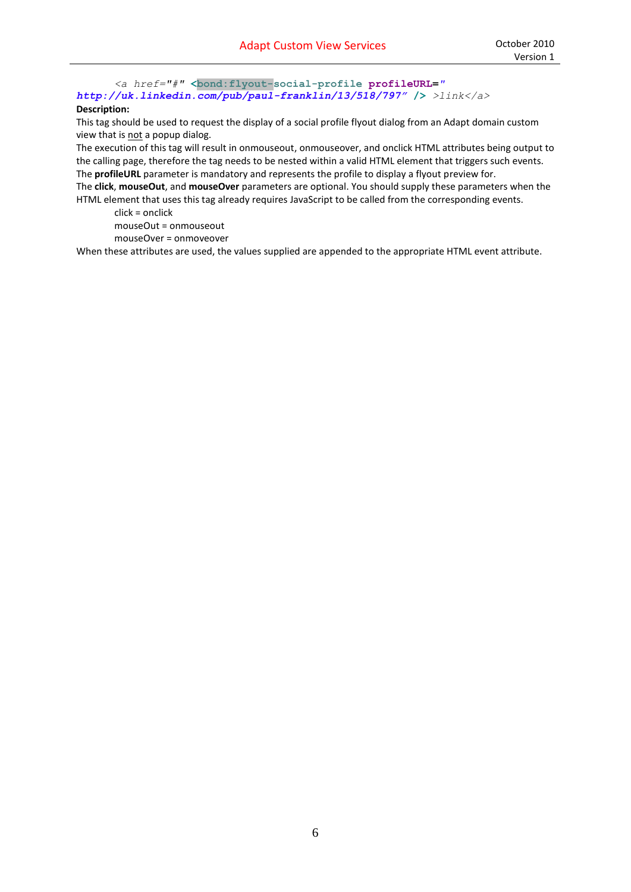```
<a href="#" <bond:flyout-social-profile profileURL="
http://uk.linkedin.com/pub/paul-franklin/13/518/797" /> >link</a>
```

**Description:**

This tag should be used to request the display of a social profile flyout dialog from an Adapt domain custom view that is not a popup dialog.

The execution of this tag will result in onmouseout, onmouseover, and onclick HTML attributes being output to the calling page, therefore the tag needs to be nested within a valid HTML element that triggers such events.

The **profileURL** parameter is mandatory and represents the profile to display a flyout preview for.

The **click**, **mouseOut**, and **mouseOver** parameters are optional. You should supply these parameters when the HTML element that uses this tag already requires JavaScript to be called from the corresponding events.

click = onclick
mouseOut = onmouseout
mouseOver = onmoveover

When these attributes are used, the values supplied are appended to the appropriate HTML event attribute.